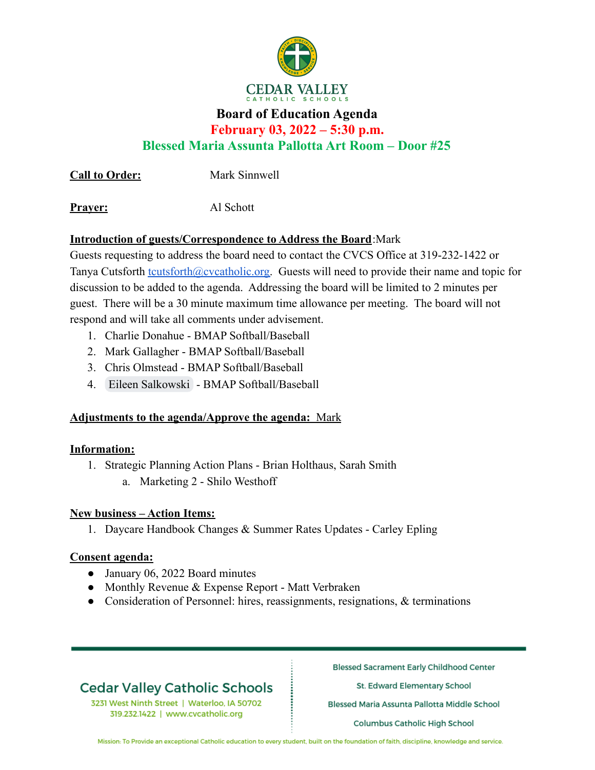# CEDAR VALLEY
CATHOLIC SCHOOLS

## Board of Education Agenda
### February 03, 2022 – 5:30 p.m.
### Blessed Maria Assunta Pallotta Art Room – Door #25

**Call to Order:** Mark Sinnwell

**Prayer:** Al Schott

**Introduction of guests/Correspondence to Address the Board**:Mark
Guests requesting to address the board need to contact the CVCS Office at 319-232-1422 or Tanya Cutsforth tcutsforth@cvcatholic.org. Guests will need to provide their name and topic for discussion to be added to the agenda. Addressing the board will be limited to 2 minutes per guest. There will be a 30 minute maximum time allowance per meeting. The board will not respond and will take all comments under advisement.

1. Charlie Donahue - BMAP Softball/Baseball
2. Mark Gallagher - BMAP Softball/Baseball
3. Chris Olmstead - BMAP Softball/Baseball
4. Eileen Salkowski - BMAP Softball/Baseball

**Adjustments to the agenda/Approve the agenda:** Mark

**Information:**

1. Strategic Planning Action Plans - Brian Holthaus, Sarah Smith
   a. Marketing 2 - Shilo Westhoff

**New business – Action Items:**

1. Daycare Handbook Changes & Summer Rates Updates - Carley Epling

**Consent agenda:**

- January 06, 2022 Board minutes
- Monthly Revenue & Expense Report - Matt Verbraken
- Consideration of Personnel: hires, reassignments, resignations, & terminations

Cedar Valley Catholic Schools
3231 West Ninth Street | Waterloo, IA 50702
319.232.1422 | www.cvcatholic.org

Blessed Sacrament Early Childhood Center
St. Edward Elementary School
Blessed Maria Assunta Pallotta Middle School
Columbus Catholic High School

Mission: To Provide an exceptional Catholic education to every student, built on the foundation of faith, discipline, knowledge and service.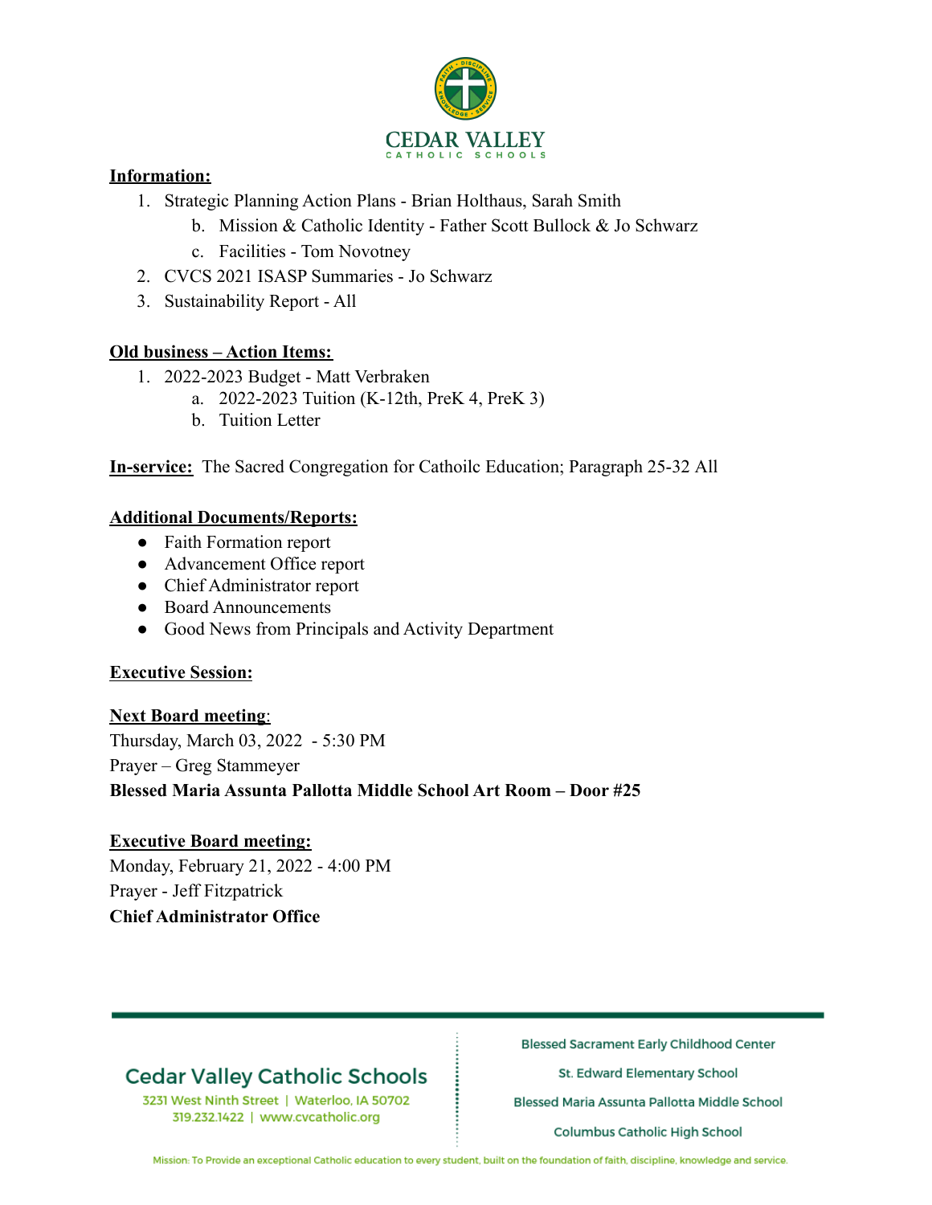**Information:**

1. Strategic Planning Action Plans - Brian Holthaus, Sarah Smith
    b. Mission & Catholic Identity - Father Scott Bullock & Jo Schwarz
    c. Facilities - Tom Novotney
2. CVCS 2021 ISASP Summaries - Jo Schwarz
3. Sustainability Report - All

**Old business – Action Items:**

1. 2022-2023 Budget - Matt Verbraken
    a. 2022-2023 Tuition (K-12th, PreK 4, PreK 3)
    b. Tuition Letter

**In-service:** The Sacred Congregation for Cathoilc Education; Paragraph 25-32 All

**Additional Documents/Reports:**

- Faith Formation report
- Advancement Office report
- Chief Administrator report
- Board Announcements
- Good News from Principals and Activity Department

**Executive Session:**

**Next Board meeting**:
Thursday, March 03, 2022 - 5:30 PM
Prayer – Greg Stammeyer
**Blessed Maria Assunta Pallotta Middle School Art Room – Door #25**

**Executive Board meeting:**
Monday, February 21, 2022 - 4:00 PM
Prayer - Jeff Fitzpatrick
**Chief Administrator Office**

Cedar Valley Catholic Schools
3231 West Ninth Street | Waterloo, IA 50702
319.232.1422 | www.cvcatholic.org

Blessed Sacrament Early Childhood Center
St. Edward Elementary School
Blessed Maria Assunta Pallotta Middle School
Columbus Catholic High School

Mission: To Provide an exceptional Catholic education to every student, built on the foundation of faith, discipline, knowledge and service.